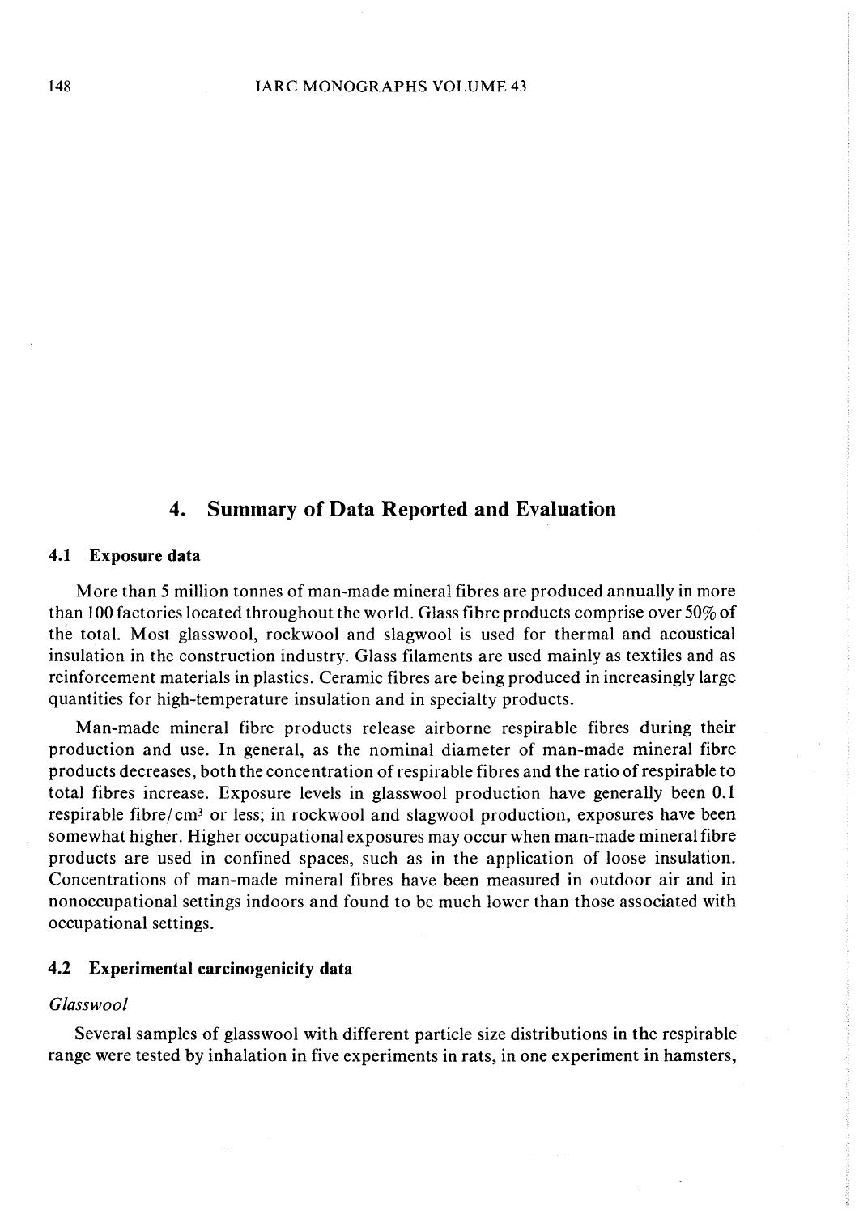## 4. Summary of Data Reported and Evaluation

### 4.1 Exposure data

More than 5 million tonnes of man-made mineral fibres are produced annually in more than 100 factories located throughout the world. Glass fibre products comprise over 50% of the total. Most glasswool, rockwool and slagwool is used for thermal and acoustical insulation in the construction industry. Glass filaments are used mainly as textiles and as reinforcement materials in plastics. Ceramic fibres are being produced in increasingly large quantities for high-temperature insulation and in specialty products.

Man-made mineral fibre products release airborne respirable fibres during their production and use. In general, as the nominal diameter of man-made mineral fibre products decreases, both the concentration of respirable fibres and the ratio of respirable to total fibres increase. Exposure levels in glasswool production have generally been 0.1 respirable fibre/$cm^3$ or less; in rockwool and slagwool production, exposures have been somewhat higher. Higher occupational exposures may occur when man-made mineral fibre products are used in confined spaces, such as in the application of loose insulation. Concentrations of man-made mineral fibres have been measured in outdoor air and in nonoccupational settings indoors and found to be much lower than those associated with occupational settings.

### 4.2 Experimental carcinogenicity data

*Glasswool*

Several samples of glasswool with different particle size distributions in the respirable range were tested by inhalation in five experiments in rats, in one experiment in hamsters,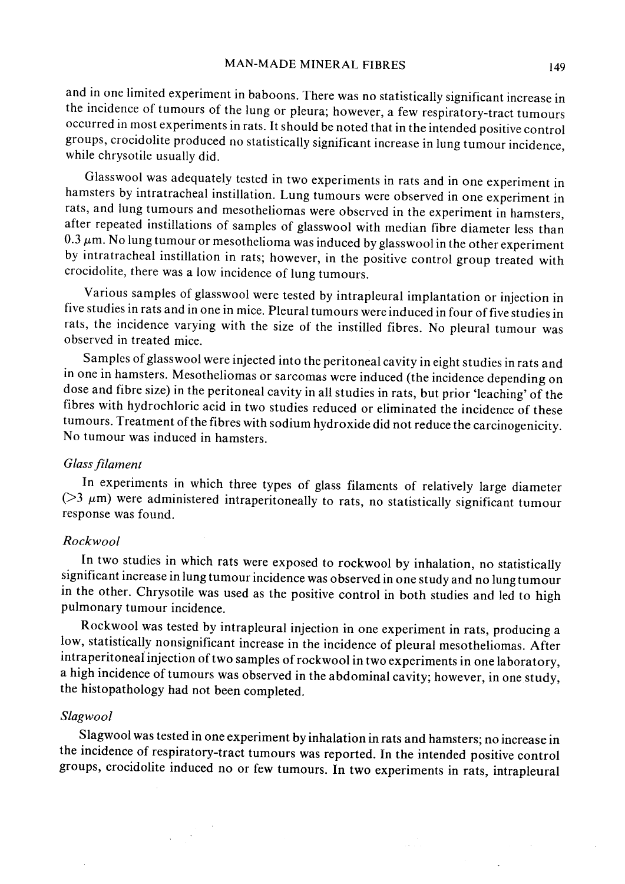and in one limited experiment in baboons. There was no statistically significant increase in the incidence of tumours of the lung or pleura; however, a few respiratory-tract tumours occurred in most experiments in rats. It should be noted that in the intended positive control groups, crocidolite produced no statistically significant increase in lung tumour incidence, while chrysotile usually did.

Glasswool was adequately tested in two experiments in rats and in one experiment in hamsters by intratracheal instillation. Lung tumours were observed in one experiment in rats, and lung tumours and mesotheliomas were observed in the experiment in hamsters, after repeated instillations of samples of glasswool with median fibre diameter less than 0.3 μm. No lung tumour or mesothelioma was induced by glasswool in the other experiment by intratracheal instillation in rats; however, in the positive control group treated with crocidolite, there was a low incidence of lung tumours.

Various samples of glasswool were tested by intrapleural implantation or injection in five studies in rats and in one in mice. Pleural tumours were induced in four of five studies in rats, the incidence varying with the size of the instilled fibres. No pleural tumour was observed in treated mice.

Samples of glasswool were injected into the peritoneal cavity in eight studies in rats and in one in hamsters. Mesotheliomas or sarcomas were induced (the incidence depending on dose and fibre size) in the peritoneal cavity in all studies in rats, but prior 'leaching' of the fibres with hydrochloric acid in two studies reduced or eliminated the incidence of these tumours. Treatment of the fibres with sodium hydroxide did not reduce the carcinogenicity. No tumour was induced in hamsters.

*Glass filament*

In experiments in which three types of glass filaments of relatively large diameter (>3 μm) were administered intraperitoneally to rats, no statistically significant tumour response was found.

*Rockwool*

In two studies in which rats were exposed to rockwool by inhalation, no statistically significant increase in lung tumour incidence was observed in one study and no lung tumour in the other. Chrysotile was used as the positive control in both studies and led to high pulmonary tumour incidence.

Rockwool was tested by intrapleural injection in one experiment in rats, producing a low, statistically nonsignificant increase in the incidence of pleural mesotheliomas. After intraperitoneal injection of two samples of rockwool in two experiments in one laboratory, a high incidence of tumours was observed in the abdominal cavity; however, in one study, the histopathology had not been completed.

*Slagwool*

Slagwool was tested in one experiment by inhalation in rats and hamsters; no increase in the incidence of respiratory-tract tumours was reported. In the intended positive control groups, crocidolite induced no or few tumours. In two experiments in rats, intrapleural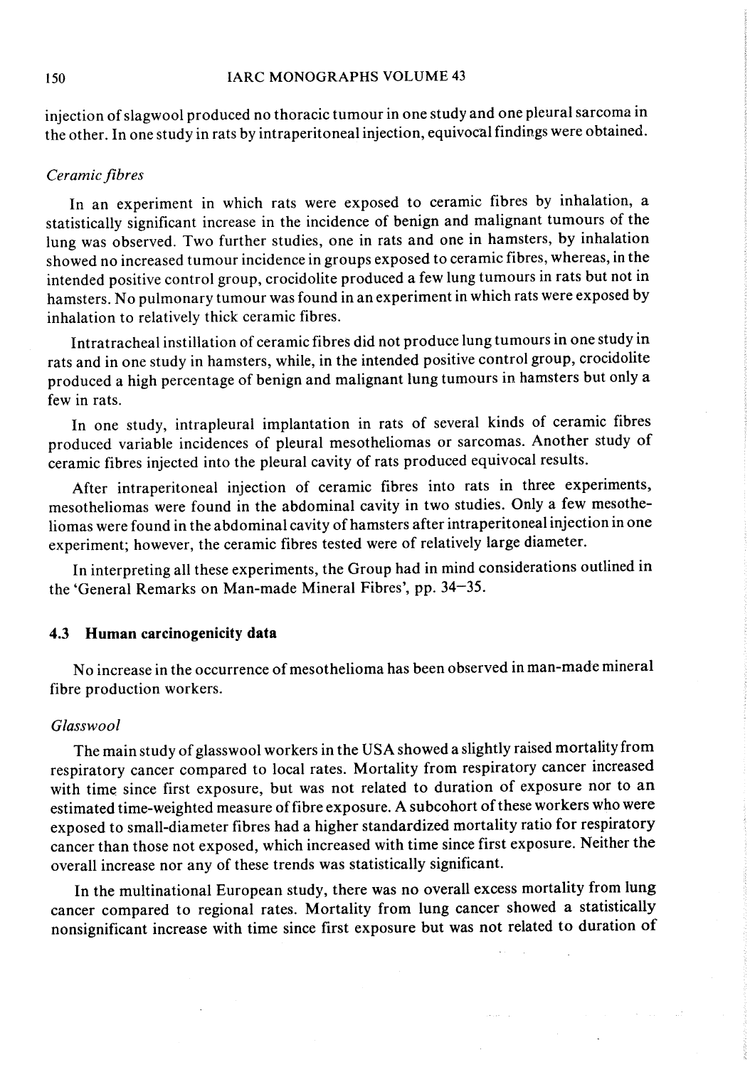injection of slagwool produced no thoracic tumour in one study and one pleural sarcoma in the other. In one study in rats by intraperitoneal injection, equivocal findings were obtained.

*Ceramic fibres*

In an experiment in which rats were exposed to ceramic fibres by inhalation, a statistically significant increase in the incidence of benign and malignant tumours of the lung was observed. Two further studies, one in rats and one in hamsters, by inhalation showed no increased tumour incidence in groups exposed to ceramic fibres, whereas, in the intended positive control group, crocidolite produced a few lung tumours in rats but not in hamsters. No pulmonary tumour was found in an experiment in which rats were exposed by inhalation to relatively thick ceramic fibres.

Intratracheal instillation of ceramic fibres did not produce lung tumours in one study in rats and in one study in hamsters, while, in the intended positive control group, crocidolite produced a high percentage of benign and malignant lung tumours in hamsters but only a few in rats.

In one study, intrapleural implantation in rats of several kinds of ceramic fibres produced variable incidences of pleural mesotheliomas or sarcomas. Another study of ceramic fibres injected into the pleural cavity of rats produced equivocal results.

After intraperitoneal injection of ceramic fibres into rats in three experiments, mesotheliomas were found in the abdominal cavity in two studies. Only a few mesotheliomas were found in the abdominal cavity of hamsters after intraperitoneal injection in one experiment; however, the ceramic fibres tested were of relatively large diameter.

In interpreting all these experiments, the Group had in mind considerations outlined in the 'General Remarks on Man-made Mineral Fibres', pp. 34–35.

### 4.3 Human carcinogenicity data

No increase in the occurrence of mesothelioma has been observed in man-made mineral fibre production workers.

*Glasswool*

The main study of glasswool workers in the USA showed a slightly raised mortality from respiratory cancer compared to local rates. Mortality from respiratory cancer increased with time since first exposure, but was not related to duration of exposure nor to an estimated time-weighted measure of fibre exposure. A subcohort of these workers who were exposed to small-diameter fibres had a higher standardized mortality ratio for respiratory cancer than those not exposed, which increased with time since first exposure. Neither the overall increase nor any of these trends was statistically significant.

In the multinational European study, there was no overall excess mortality from lung cancer compared to regional rates. Mortality from lung cancer showed a statistically nonsignificant increase with time since first exposure but was not related to duration of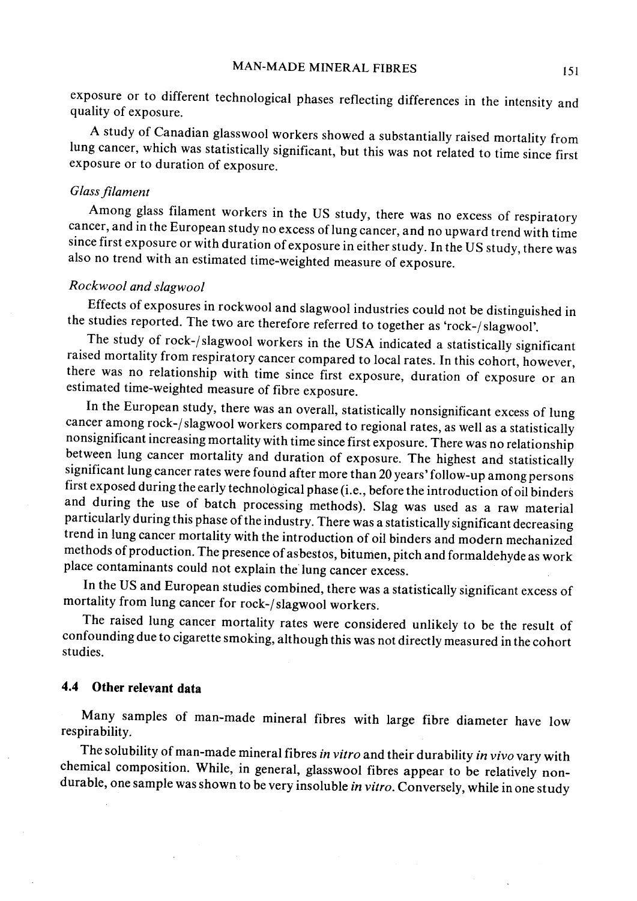exposure or to different technological phases reflecting differences in the intensity and quality of exposure.

A study of Canadian glasswool workers showed a substantially raised mortality from lung cancer, which was statistically significant, but this was not related to time since first exposure or to duration of exposure.

*Glass filament*

Among glass filament workers in the US study, there was no excess of respiratory cancer, and in the European study no excess of lung cancer, and no upward trend with time since first exposure or with duration of exposure in either study. In the US study, there was also no trend with an estimated time-weighted measure of exposure.

*Rockwool and slagwool*

Effects of exposures in rockwool and slagwool industries could not be distinguished in the studies reported. The two are therefore referred to together as 'rock-/slagwool'.

The study of rock-/slagwool workers in the USA indicated a statistically significant raised mortality from respiratory cancer compared to local rates. In this cohort, however, there was no relationship with time since first exposure, duration of exposure or an estimated time-weighted measure of fibre exposure.

In the European study, there was an overall, statistically nonsignificant excess of lung cancer among rock-/slagwool workers compared to regional rates, as well as a statistically nonsignificant increasing mortality with time since first exposure. There was no relationship between lung cancer mortality and duration of exposure. The highest and statistically significant lung cancer rates were found after more than 20 years' follow-up among persons first exposed during the early technological phase (i.e., before the introduction of oil binders and during the use of batch processing methods). Slag was used as a raw material particularly during this phase of the industry. There was a statistically significant decreasing trend in lung cancer mortality with the introduction of oil binders and modern mechanized methods of production. The presence of asbestos, bitumen, pitch and formaldehyde as work place contaminants could not explain the lung cancer excess.

In the US and European studies combined, there was a statistically significant excess of mortality from lung cancer for rock-/slagwool workers.

The raised lung cancer mortality rates were considered unlikely to be the result of confounding due to cigarette smoking, although this was not directly measured in the cohort studies.

### 4.4 Other relevant data

Many samples of man-made mineral fibres with large fibre diameter have low respirability.

The solubility of man-made mineral fibres *in vitro* and their durability *in vivo* vary with chemical composition. While, in general, glasswool fibres appear to be relatively non-durable, one sample was shown to be very insoluble *in vitro*. Conversely, while in one study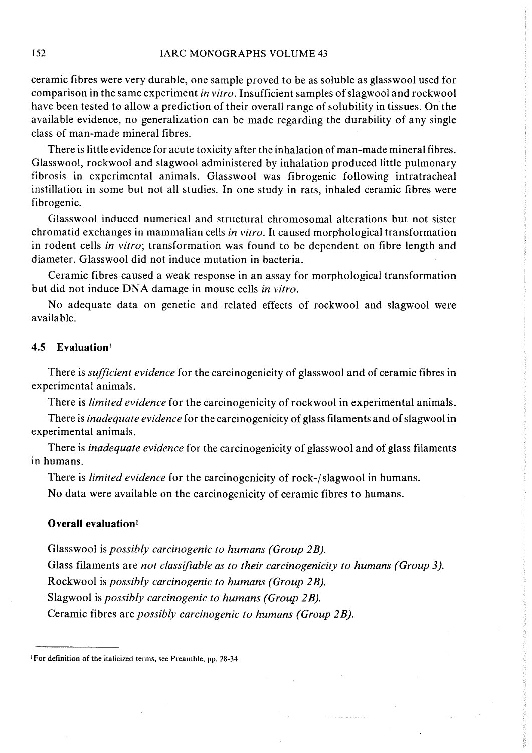ceramic fibres were very durable, one sample proved to be as soluble as glasswool used for comparison in the same experiment *in vitro*. Insufficient samples of slagwool and rockwool have been tested to allow a prediction of their overall range of solubility in tissues. On the available evidence, no generalization can be made regarding the durability of any single class of man-made mineral fibres.

There is little evidence for acute toxicity after the inhalation of man-made mineral fibres. Glasswool, rockwool and slagwool administered by inhalation produced little pulmonary fibrosis in experimental animals. Glasswool was fibrogenic following intratracheal instillation in some but not all studies. In one study in rats, inhaled ceramic fibres were fibrogenic.

Glasswool induced numerical and structural chromosomal alterations but not sister chromatid exchanges in mammalian cells *in vitro*. It caused morphological transformation in rodent cells *in vitro*; transformation was found to be dependent on fibre length and diameter. Glasswool did not induce mutation in bacteria.

Ceramic fibres caused a weak response in an assay for morphological transformation but did not induce DNA damage in mouse cells *in vitro*.

No adequate data on genetic and related effects of rockwool and slagwool were available.

### 4.5 Evaluation[1]

There is *sufficient evidence* for the carcinogenicity of glasswool and of ceramic fibres in experimental animals.

There is *limited evidence* for the carcinogenicity of rockwool in experimental animals.

There is *inadequate evidence* for the carcinogenicity of glass filaments and of slagwool in experimental animals.

There is *inadequate evidence* for the carcinogenicity of glasswool and of glass filaments in humans.

There is *limited evidence* for the carcinogenicity of rock-/slagwool in humans.

No data were available on the carcinogenicity of ceramic fibres to humans.

#### Overall evaluation[1]

Glasswool is *possibly carcinogenic to humans (Group 2B).*

Glass filaments are *not classifiable as to their carcinogenicity to humans (Group 3).*

Rockwool is *possibly carcinogenic to humans (Group 2B).*

Slagwool is *possibly carcinogenic to humans (Group 2B).*

Ceramic fibres are *possibly carcinogenic to humans (Group 2B).*

---

[1]For definition of the italicized terms, see Preamble, pp. 28-34